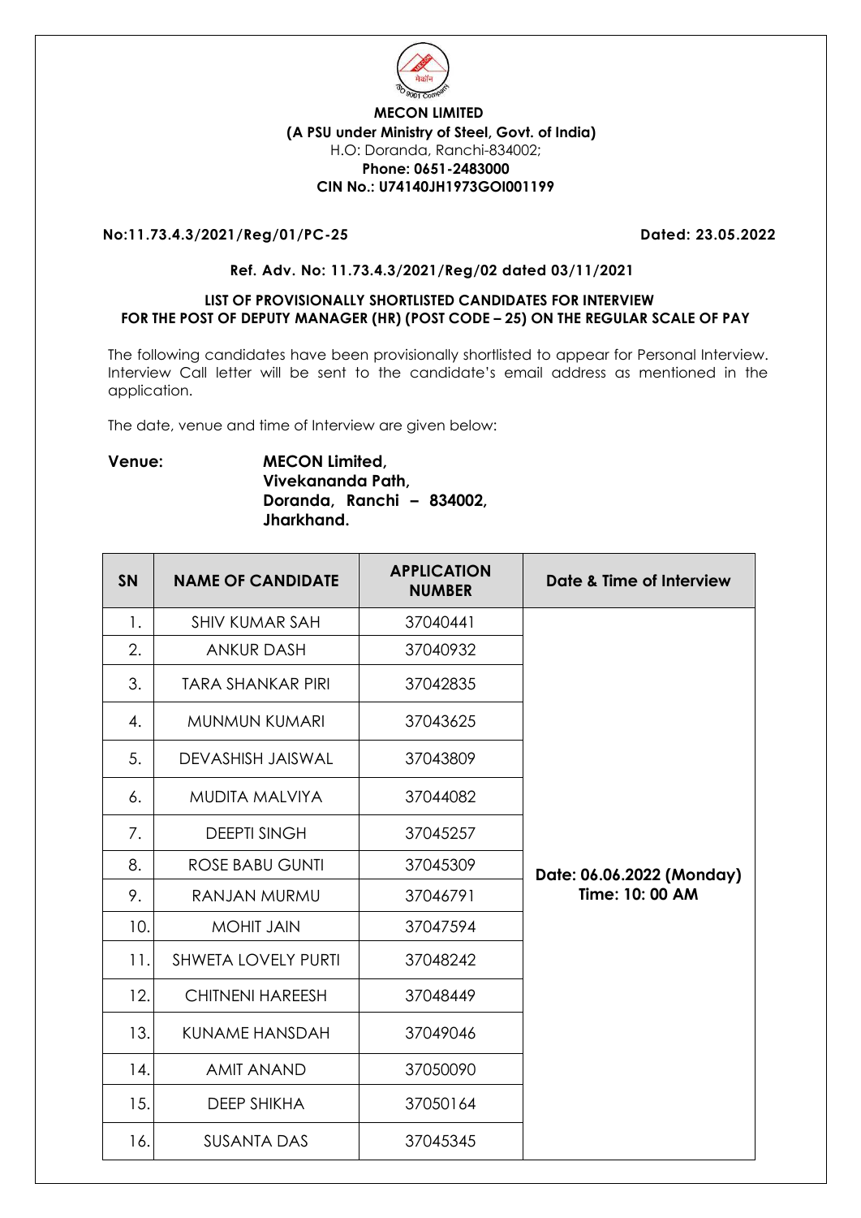**MECON LIMITED**
**(A PSU under Ministry of Steel, Govt. of India)**
H.O: Doranda, Ranchi-834002;
**Phone: 0651-2483000**
**CIN No.: U74140JH1973GOI001199**

**No:11.73.4.3/2021/Reg/01/PC-25** **Dated: 23.05.2022**

**Ref. Adv. No: 11.73.4.3/2021/Reg/02 dated 03/11/2021**

**LIST OF PROVISIONALLY SHORTLISTED CANDIDATES FOR INTERVIEW FOR THE POST OF DEPUTY MANAGER (HR) (POST CODE – 25) ON THE REGULAR SCALE OF PAY**

The following candidates have been provisionally shortlisted to appear for Personal Interview. Interview Call letter will be sent to the candidate's email address as mentioned in the application.

The date, venue and time of Interview are given below:

**Venue:** **MECON Limited, Vivekananda Path, Doranda, Ranchi – 834002, Jharkhand.**

| SN | NAME OF CANDIDATE | APPLICATION NUMBER | Date & Time of Interview |
|---|---|---|---|
| 1. | SHIV KUMAR SAH | 37040441 | Date: 06.06.2022 (Monday) Time: 10: 00 AM |
| 2. | ANKUR DASH | 37040932 | |
| 3. | TARA SHANKAR PIRI | 37042835 | |
| 4. | MUNMUN KUMARI | 37043625 | |
| 5. | DEVASHISH JAISWAL | 37043809 | |
| 6. | MUDITA MALVIYA | 37044082 | |
| 7. | DEEPTI SINGH | 37045257 | |
| 8. | ROSE BABU GUNTI | 37045309 | |
| 9. | RANJAN MURMU | 37046791 | |
| 10. | MOHIT JAIN | 37047594 | |
| 11. | SHWETA LOVELY PURTI | 37048242 | |
| 12. | CHITNENI HAREESH | 37048449 | |
| 13. | KUNAME HANSDAH | 37049046 | |
| 14. | AMIT ANAND | 37050090 | |
| 15. | DEEP SHIKHA | 37050164 | |
| 16. | SUSANTA DAS | 37045345 | |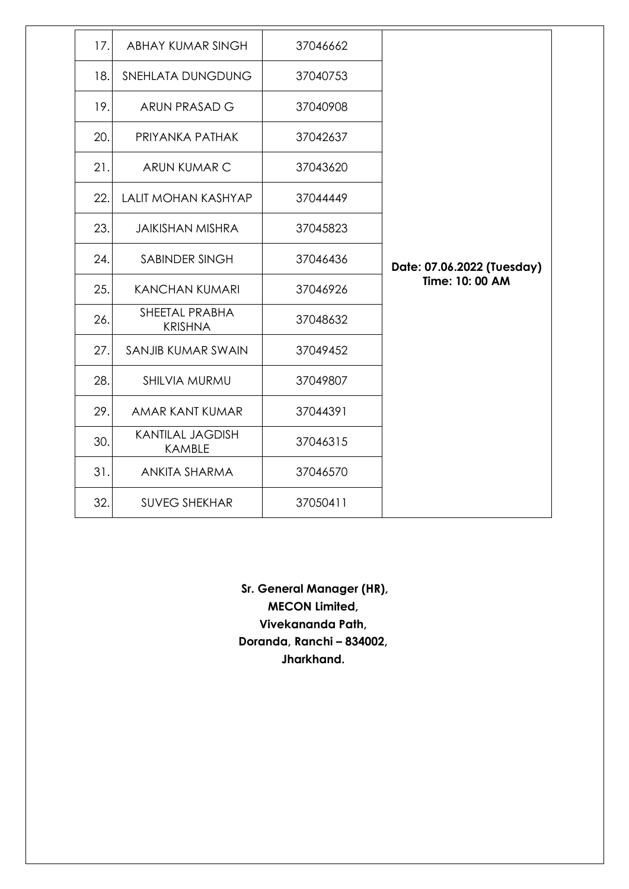| | | | |
|---|---|---|---|
| 17. | ABHAY KUMAR SINGH | 37046662 | Date: 07.06.2022 (Tuesday) Time: 10: 00 AM |
| 18. | SNEHLATA DUNGDUNG | 37040753 | |
| 19. | ARUN PRASAD G | 37040908 | |
| 20. | PRIYANKA PATHAK | 37042637 | |
| 21. | ARUN KUMAR C | 37043620 | |
| 22. | LALIT MOHAN KASHYAP | 37044449 | |
| 23. | JAIKISHAN MISHRA | 37045823 | |
| 24. | SABINDER SINGH | 37046436 | |
| 25. | KANCHAN KUMARI | 37046926 | |
| 26. | SHEETAL PRABHA KRISHNA | 37048632 | |
| 27. | SANJIB KUMAR SWAIN | 37049452 | |
| 28. | SHILVIA MURMU | 37049807 | |
| 29. | AMAR KANT KUMAR | 37044391 | |
| 30. | KANTILAL JAGDISH KAMBLE | 37046315 | |
| 31. | ANKITA SHARMA | 37046570 | |
| 32. | SUVEG SHEKHAR | 37050411 | |

**Sr. General Manager (HR),**
**MECON Limited,**
**Vivekananda Path,**
**Doranda, Ranchi – 834002,**
**Jharkhand.**